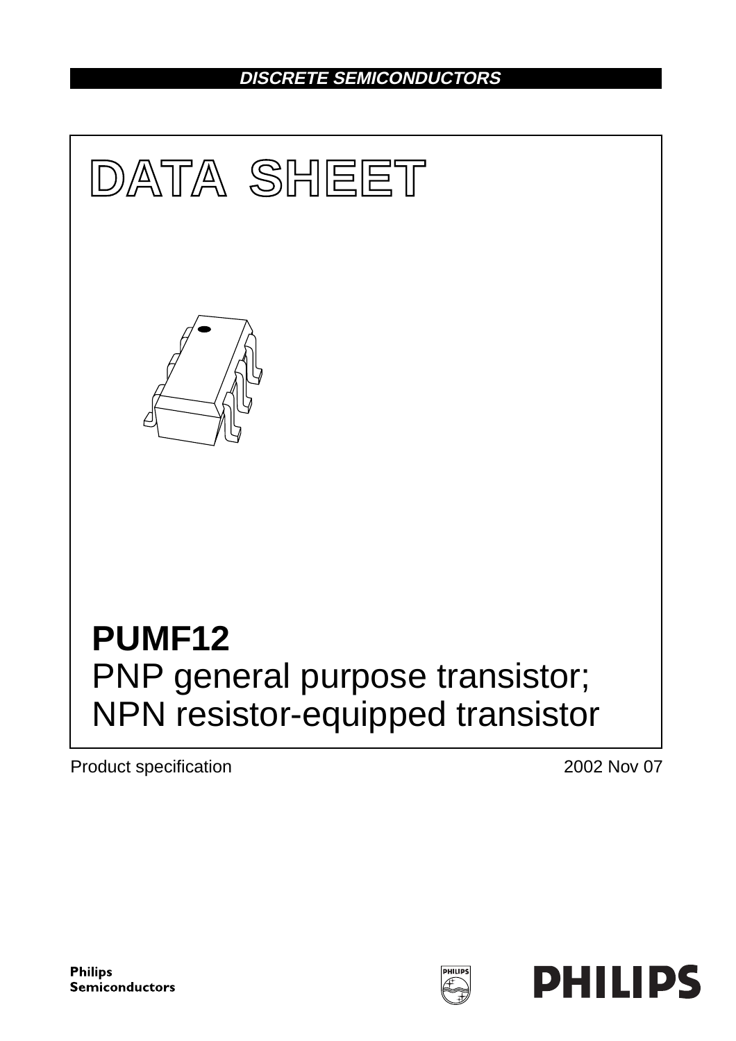DISCRETE SEMICONDUCTORS

# DATA SHEET

# PUMF12

## PNP general purpose transistor; NPN resistor-equipped transistor

Product specification

2002 Nov 07

Philips Semiconductors

PHILIPS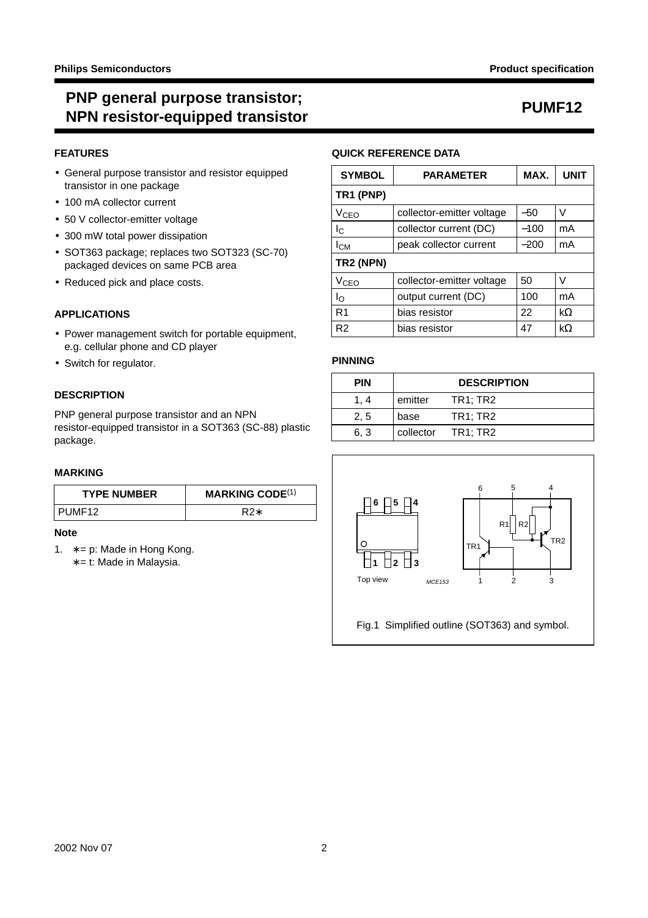# PNP general purpose transistor; NPN resistor-equipped transistor

# PUMF12

## FEATURES

- General purpose transistor and resistor equipped transistor in one package
- 100 mA collector current
- 50 V collector-emitter voltage
- 300 mW total power dissipation
- SOT363 package; replaces two SOT323 (SC-70) packaged devices on same PCB area
- Reduced pick and place costs.

## APPLICATIONS

- Power management switch for portable equipment, e.g. cellular phone and CD player
- Switch for regulator.

## DESCRIPTION

PNP general purpose transistor and an NPN resistor-equipped transistor in a SOT363 (SC-88) plastic package.

## MARKING

| TYPE NUMBER | MARKING CODE[(1)] |
|---|---|
| PUMF12 | R2∗ |

**Note**

1. ∗= p: Made in Hong Kong.
   ∗= t: Made in Malaysia.

## QUICK REFERENCE DATA

| SYMBOL | PARAMETER | MAX. | UNIT |
|---|---|---|---|
| **TR1 (PNP)** | | | |
| $V_{CEO}$ | collector-emitter voltage | −50 | V |
| $I_C$ | collector current (DC) | −100 | mA |
| $I_{CM}$ | peak collector current | −200 | mA |
| **TR2 (NPN)** | | | |
| $V_{CEO}$ | collector-emitter voltage | 50 | V |
| $I_O$ | output current (DC) | 100 | mA |
| R1 | bias resistor | 22 | kΩ |
| R2 | bias resistor | 47 | kΩ |

## PINNING

| PIN | DESCRIPTION | |
|---|---|---|
| 1, 4 | emitter | TR1; TR2 |
| 2, 5 | base | TR1; TR2 |
| 6, 3 | collector | TR1; TR2 |

Fig.1 Simplified outline (SOT363) and symbol.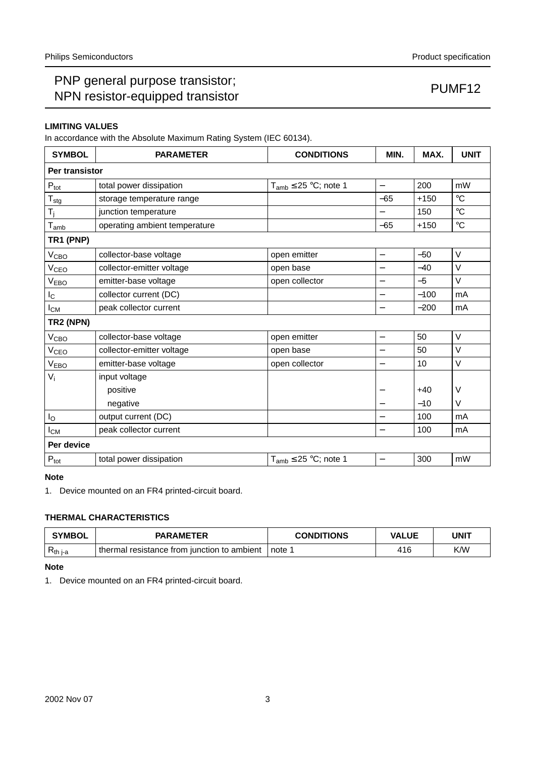### LIMITING VALUES

In accordance with the Absolute Maximum Rating System (IEC 60134).

| SYMBOL | PARAMETER | CONDITIONS | MIN. | MAX. | UNIT |
|---|---|---|---|---|---|
| **Per transistor** | | | | | |
| $P_{tot}$ | total power dissipation | $T_{amb} \leq 25$ °C; note 1 | − | 200 | mW |
| $T_{stg}$ | storage temperature range | | −65 | +150 | °C |
| $T_j$ | junction temperature | | − | 150 | °C |
| $T_{amb}$ | operating ambient temperature | | −65 | +150 | °C |
| **TR1 (PNP)** | | | | | |
| $V_{CBO}$ | collector-base voltage | open emitter | − | −50 | V |
| $V_{CEO}$ | collector-emitter voltage | open base | − | −40 | V |
| $V_{EBO}$ | emitter-base voltage | open collector | − | −5 | V |
| $I_C$ | collector current (DC) | | − | −100 | mA |
| $I_{CM}$ | peak collector current | | − | −200 | mA |
| **TR2 (NPN)** | | | | | |
| $V_{CBO}$ | collector-base voltage | open emitter | − | 50 | V |
| $V_{CEO}$ | collector-emitter voltage | open base | − | 50 | V |
| $V_{EBO}$ | emitter-base voltage | open collector | − | 10 | V |
| $V_i$ | input voltage | | | | |
| | positive | | − | +40 | V |
| | negative | | − | −10 | V |
| $I_O$ | output current (DC) | | − | 100 | mA |
| $I_{CM}$ | peak collector current | | − | 100 | mA |
| **Per device** | | | | | |
| $P_{tot}$ | total power dissipation | $T_{amb} \leq 25$ °C; note 1 | − | 300 | mW |

**Note**

1. Device mounted on an FR4 printed-circuit board.

### THERMAL CHARACTERISTICS

| SYMBOL | PARAMETER | CONDITIONS | VALUE | UNIT |
|---|---|---|---|---|
| $R_{th\ j\text{-}a}$ | thermal resistance from junction to ambient | note 1 | 416 | K/W |

**Note**

1. Device mounted on an FR4 printed-circuit board.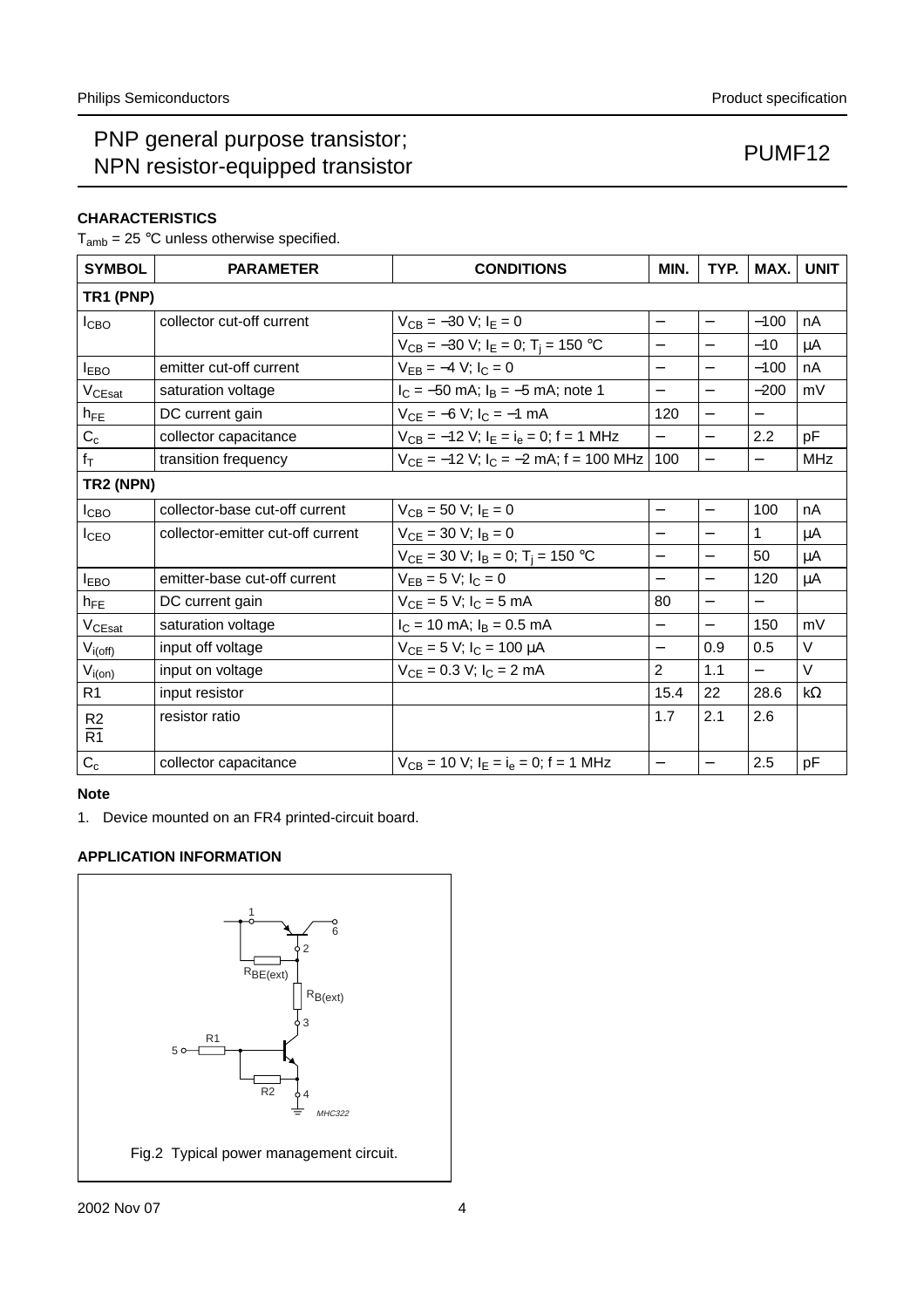## CHARACTERISTICS

$T_{amb}$ = 25 °C unless otherwise specified.

| SYMBOL | PARAMETER | CONDITIONS | MIN. | TYP. | MAX. | UNIT |
|---|---|---|---|---|---|---|
| **TR1 (PNP)** | | | | | | |
| $I_{CBO}$ | collector cut-off current | $V_{CB}$ = −30 V; $I_E$ = 0 | − | − | −100 | nA |
| | | $V_{CB}$ = −30 V; $I_E$ = 0; $T_j$ = 150 °C | − | − | −10 | μA |
| $I_{EBO}$ | emitter cut-off current | $V_{EB}$ = −4 V; $I_C$ = 0 | − | − | −100 | nA |
| $V_{CEsat}$ | saturation voltage | $I_C$ = −50 mA; $I_B$ = −5 mA; note 1 | − | − | −200 | mV |
| $h_{FE}$ | DC current gain | $V_{CE}$ = −6 V; $I_C$ = −1 mA | 120 | − | − | |
| $C_c$ | collector capacitance | $V_{CB}$ = −12 V; $I_E$ = $i_e$ = 0; f = 1 MHz | − | − | 2.2 | pF |
| $f_T$ | transition frequency | $V_{CE}$ = −12 V; $I_C$ = −2 mA; f = 100 MHz | 100 | − | − | MHz |
| **TR2 (NPN)** | | | | | | |
| $I_{CBO}$ | collector-base cut-off current | $V_{CB}$ = 50 V; $I_E$ = 0 | − | − | 100 | nA |
| $I_{CEO}$ | collector-emitter cut-off current | $V_{CE}$ = 30 V; $I_B$ = 0 | − | − | 1 | μA |
| | | $V_{CE}$ = 30 V; $I_B$ = 0; $T_j$ = 150 °C | − | − | 50 | μA |
| $I_{EBO}$ | emitter-base cut-off current | $V_{EB}$ = 5 V; $I_C$ = 0 | − | − | 120 | μA |
| $h_{FE}$ | DC current gain | $V_{CE}$ = 5 V; $I_C$ = 5 mA | 80 | − | − | |
| $V_{CEsat}$ | saturation voltage | $I_C$ = 10 mA; $I_B$ = 0.5 mA | − | − | 150 | mV |
| $V_{i(off)}$ | input off voltage | $V_{CE}$ = 5 V; $I_C$ = 100 μA | − | 0.9 | 0.5 | V |
| $V_{i(on)}$ | input on voltage | $V_{CE}$ = 0.3 V; $I_C$ = 2 mA | 2 | 1.1 | − | V |
| R1 | input resistor | | 15.4 | 22 | 28.6 | kΩ |
| $\frac{R2}{R1}$ | resistor ratio | | 1.7 | 2.1 | 2.6 | |
| $C_c$ | collector capacitance | $V_{CB}$ = 10 V; $I_E$ = $i_e$ = 0; f = 1 MHz | − | − | 2.5 | pF |

### Note

1. Device mounted on an FR4 printed-circuit board.

## APPLICATION INFORMATION

Fig.2 Typical power management circuit.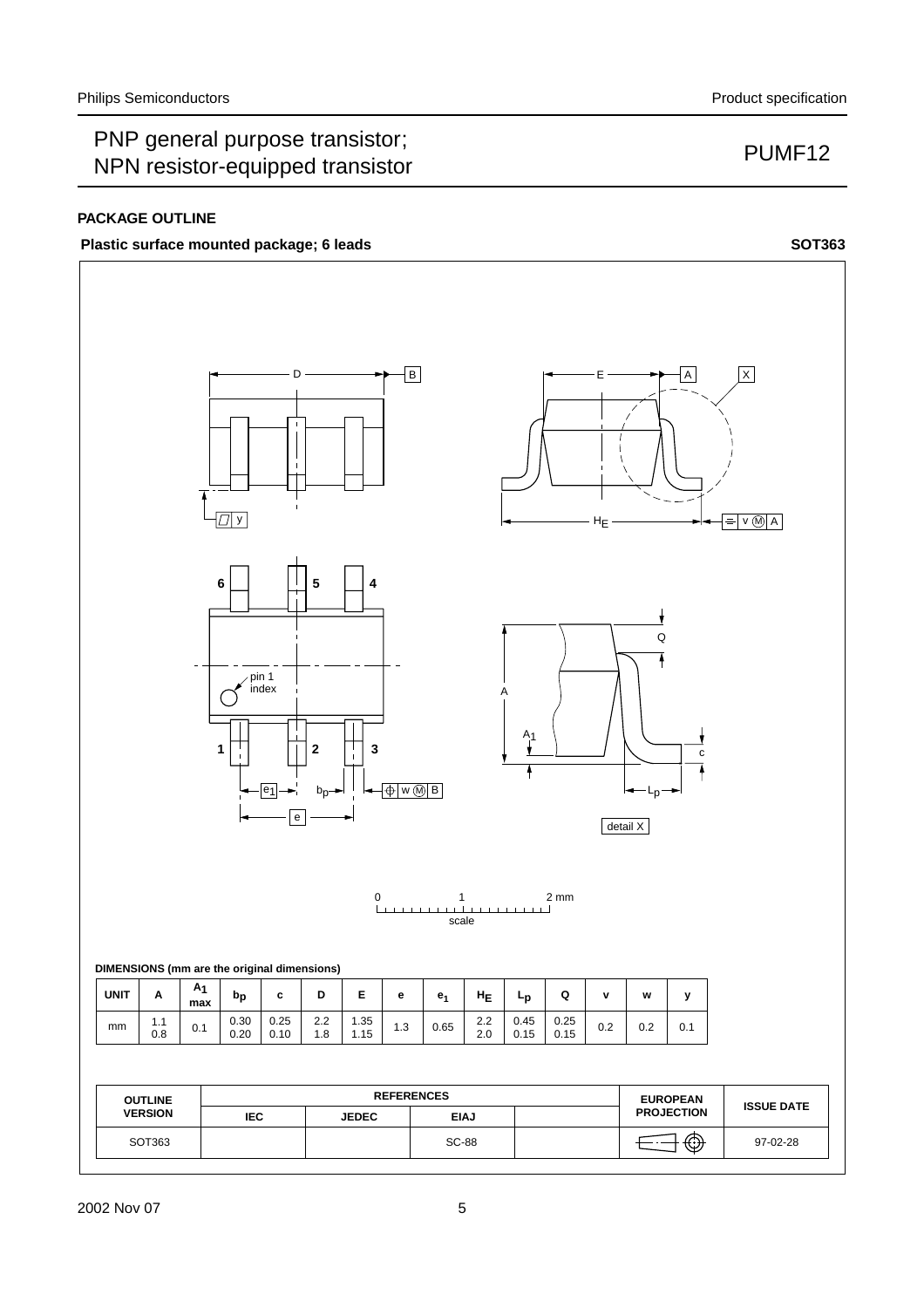## PACKAGE OUTLINE

**Plastic surface mounted package; 6 leads** **SOT363**

DIMENSIONS (mm are the original dimensions)

| UNIT | A | $A_1$ max | $b_p$ | c | D | E | e | $e_1$ | $H_E$ | $L_p$ | Q | v | w | y |
|---|---|---|---|---|---|---|---|---|---|---|---|---|---|---|
| mm | 1.1<br>0.8 | 0.1 | 0.30<br>0.20 | 0.25<br>0.10 | 2.2<br>1.8 | 1.35<br>1.15 | 1.3 | 0.65 | 2.2<br>2.0 | 0.45<br>0.15 | 0.25<br>0.15 | 0.2 | 0.2 | 0.1 |

| OUTLINE VERSION | REFERENCES | | | | EUROPEAN PROJECTION | ISSUE DATE |
|---|---|---|---|---|---|---|
| | IEC | JEDEC | EIAJ | | | |
| SOT363 | | | SC-88 | | | 97-02-28 |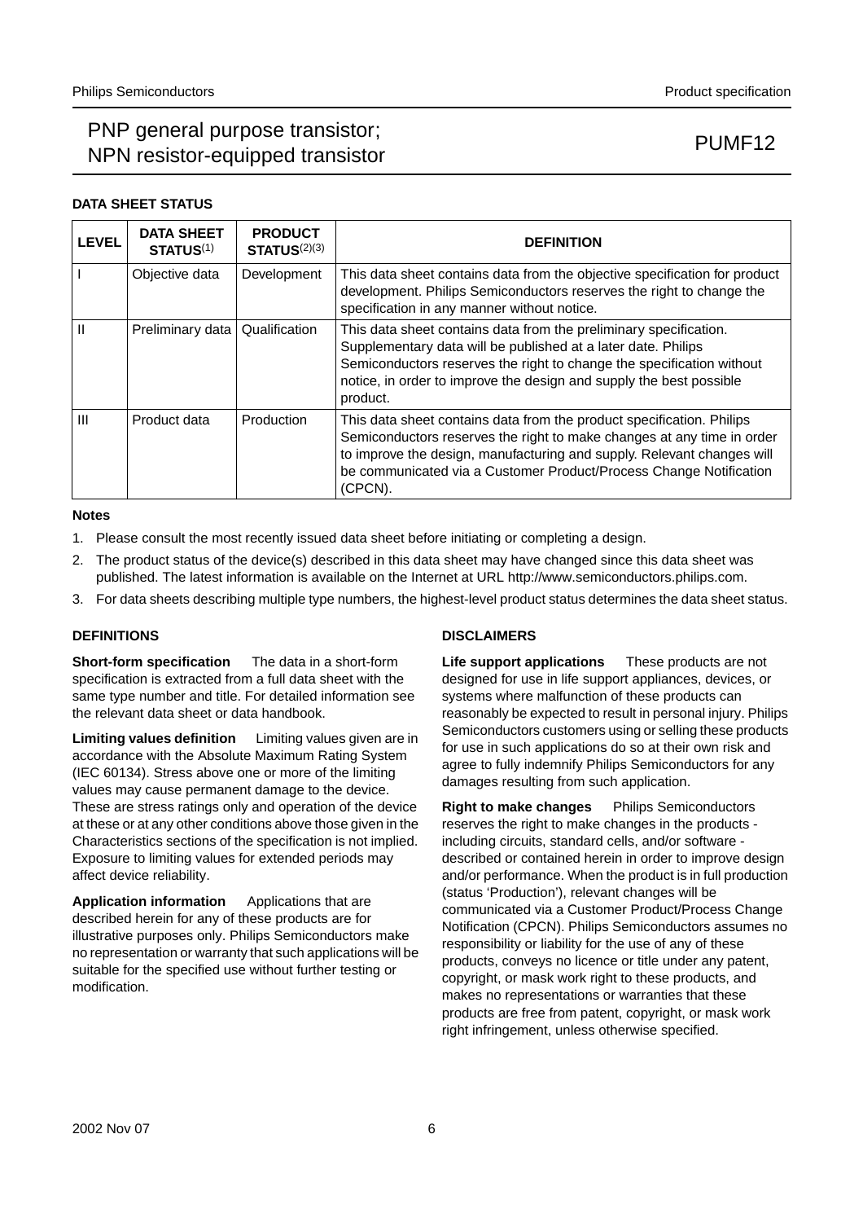## DATA SHEET STATUS

| LEVEL | DATA SHEET STATUS[1] | PRODUCT STATUS[2][3] | DEFINITION |
|---|---|---|---|
| I | Objective data | Development | This data sheet contains data from the objective specification for product development. Philips Semiconductors reserves the right to change the specification in any manner without notice. |
| II | Preliminary data | Qualification | This data sheet contains data from the preliminary specification. Supplementary data will be published at a later date. Philips Semiconductors reserves the right to change the specification without notice, in order to improve the design and supply the best possible product. |
| III | Product data | Production | This data sheet contains data from the product specification. Philips Semiconductors reserves the right to make changes at any time in order to improve the design, manufacturing and supply. Relevant changes will be communicated via a Customer Product/Process Change Notification (CPCN). |

**Notes**

1. Please consult the most recently issued data sheet before initiating or completing a design.
2. The product status of the device(s) described in this data sheet may have changed since this data sheet was published. The latest information is available on the Internet at URL http://www.semiconductors.philips.com.
3. For data sheets describing multiple type numbers, the highest-level product status determines the data sheet status.

## DEFINITIONS

**Short-form specification** The data in a short-form specification is extracted from a full data sheet with the same type number and title. For detailed information see the relevant data sheet or data handbook.

**Limiting values definition** Limiting values given are in accordance with the Absolute Maximum Rating System (IEC 60134). Stress above one or more of the limiting values may cause permanent damage to the device. These are stress ratings only and operation of the device at these or at any other conditions above those given in the Characteristics sections of the specification is not implied. Exposure to limiting values for extended periods may affect device reliability.

**Application information** Applications that are described herein for any of these products are for illustrative purposes only. Philips Semiconductors make no representation or warranty that such applications will be suitable for the specified use without further testing or modification.

## DISCLAIMERS

**Life support applications** These products are not designed for use in life support appliances, devices, or systems where malfunction of these products can reasonably be expected to result in personal injury. Philips Semiconductors customers using or selling these products for use in such applications do so at their own risk and agree to fully indemnify Philips Semiconductors for any damages resulting from such application.

**Right to make changes** Philips Semiconductors reserves the right to make changes in the products - including circuits, standard cells, and/or software - described or contained herein in order to improve design and/or performance. When the product is in full production (status 'Production'), relevant changes will be communicated via a Customer Product/Process Change Notification (CPCN). Philips Semiconductors assumes no responsibility or liability for the use of any of these products, conveys no licence or title under any patent, copyright, or mask work right to these products, and makes no representations or warranties that these products are free from patent, copyright, or mask work right infringement, unless otherwise specified.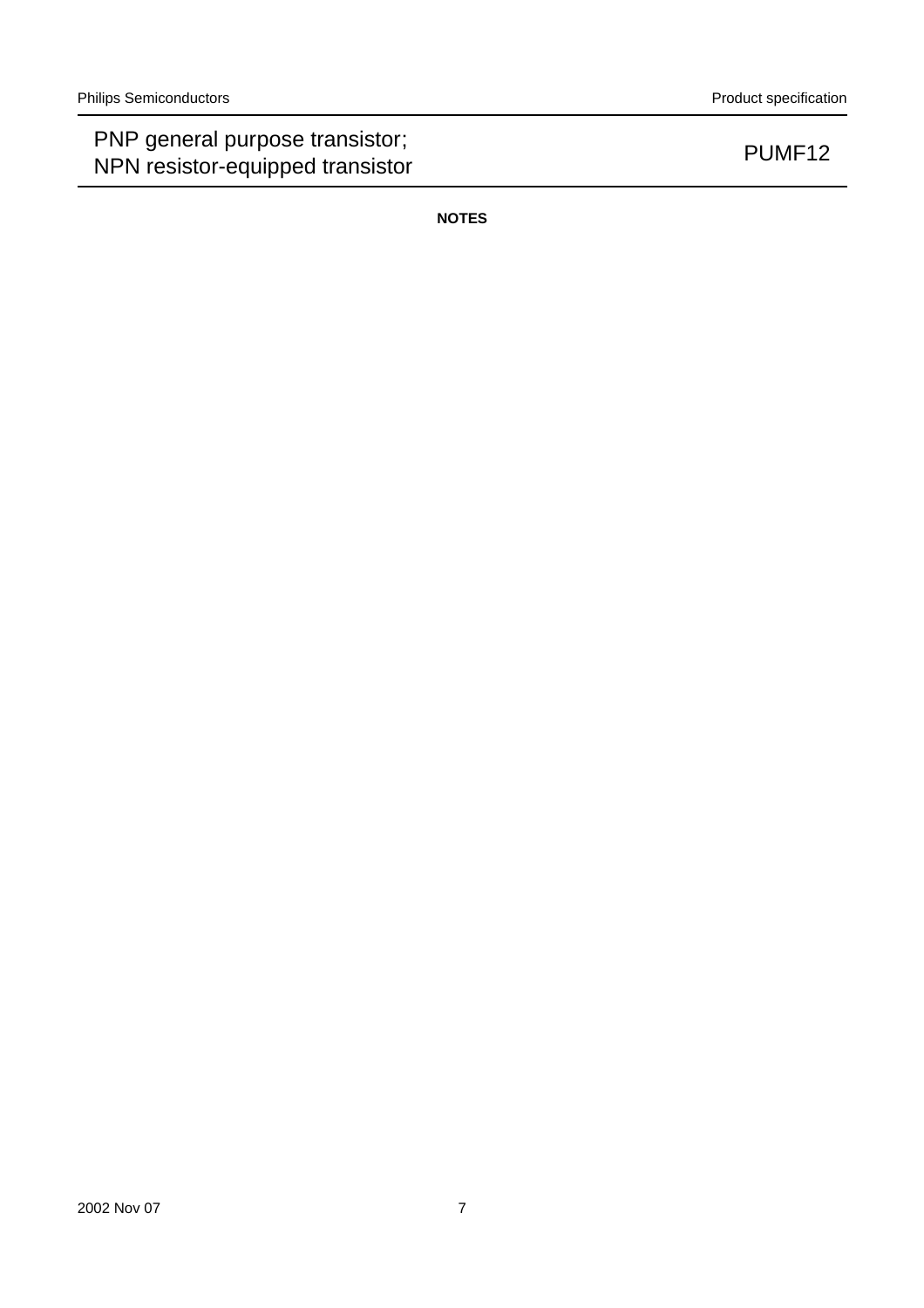## NOTES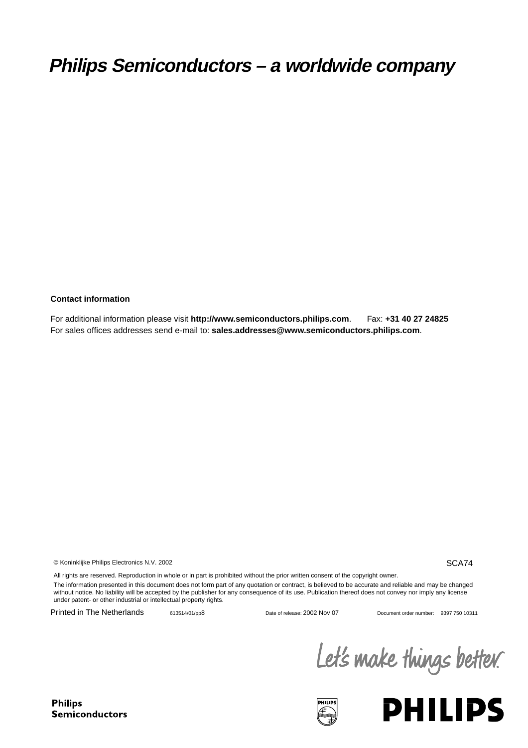# *Philips Semiconductors – a worldwide company*

**Contact information**

For additional information please visit **http://www.semiconductors.philips.com**. Fax: **+31 40 27 24825**
For sales offices addresses send e-mail to: **sales.addresses@www.semiconductors.philips.com**.

© Koninklijke Philips Electronics N.V. 2002

SCA74

All rights are reserved. Reproduction in whole or in part is prohibited without the prior written consent of the copyright owner.

The information presented in this document does not form part of any quotation or contract, is believed to be accurate and reliable and may be changed without notice. No liability will be accepted by the publisher for any consequence of its use. Publication thereof does not convey nor imply any license under patent- or other industrial or intellectual property rights.

Printed in The Netherlands 613514/01/pp8 Date of release: 2002 Nov 07 Document order number: 9397 750 10311

Let's make things better.

Philips Semiconductors

PHILIPS